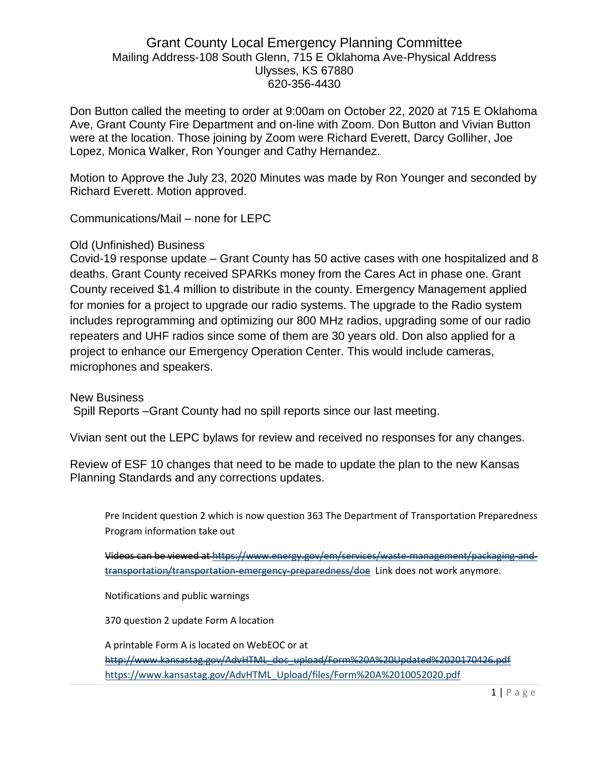# Grant County Local Emergency Planning Committee

Mailing Address-108 South Glenn, 715 E Oklahoma Ave-Physical Address
Ulysses, KS 67880
620-356-4430

Don Button called the meeting to order at 9:00am on October 22, 2020 at 715 E Oklahoma Ave, Grant County Fire Department and on-line with Zoom. Don Button and Vivian Button were at the location. Those joining by Zoom were Richard Everett, Darcy Golliher, Joe Lopez, Monica Walker, Ron Younger and Cathy Hernandez.

Motion to Approve the July 23, 2020 Minutes was made by Ron Younger and seconded by Richard Everett. Motion approved.

Communications/Mail – none for LEPC

Old (Unfinished) Business

Covid-19 response update – Grant County has 50 active cases with one hospitalized and 8 deaths. Grant County received SPARKs money from the Cares Act in phase one. Grant County received $1.4 million to distribute in the county. Emergency Management applied for monies for a project to upgrade our radio systems. The upgrade to the Radio system includes reprogramming and optimizing our 800 MHz radios, upgrading some of our radio repeaters and UHF radios since some of them are 30 years old. Don also applied for a project to enhance our Emergency Operation Center. This would include cameras, microphones and speakers.

New Business

Spill Reports –Grant County had no spill reports since our last meeting.

Vivian sent out the LEPC bylaws for review and received no responses for any changes.

Review of ESF 10 changes that need to be made to update the plan to the new Kansas Planning Standards and any corrections updates.

> Pre Incident question 2 which is now question 363 The Department of Transportation Preparedness Program information take out
>
> ~~Videos can be viewed at https://www.energy.gov/em/services/waste-management/packaging-and-transportation/transportation-emergency-preparedness/doe~~ Link does not work anymore.
>
> Notifications and public warnings
>
> 370 question 2 update Form A location
>
> A printable Form A is located on WebEOC or at
> ~~http://www.kansastag.gov/AdvHTML_doc_upload/Form%20A%20Updated%2020170426.pdf~~
> https://www.kansastag.gov/AdvHTML_Upload/files/Form%20A%2010052020.pdf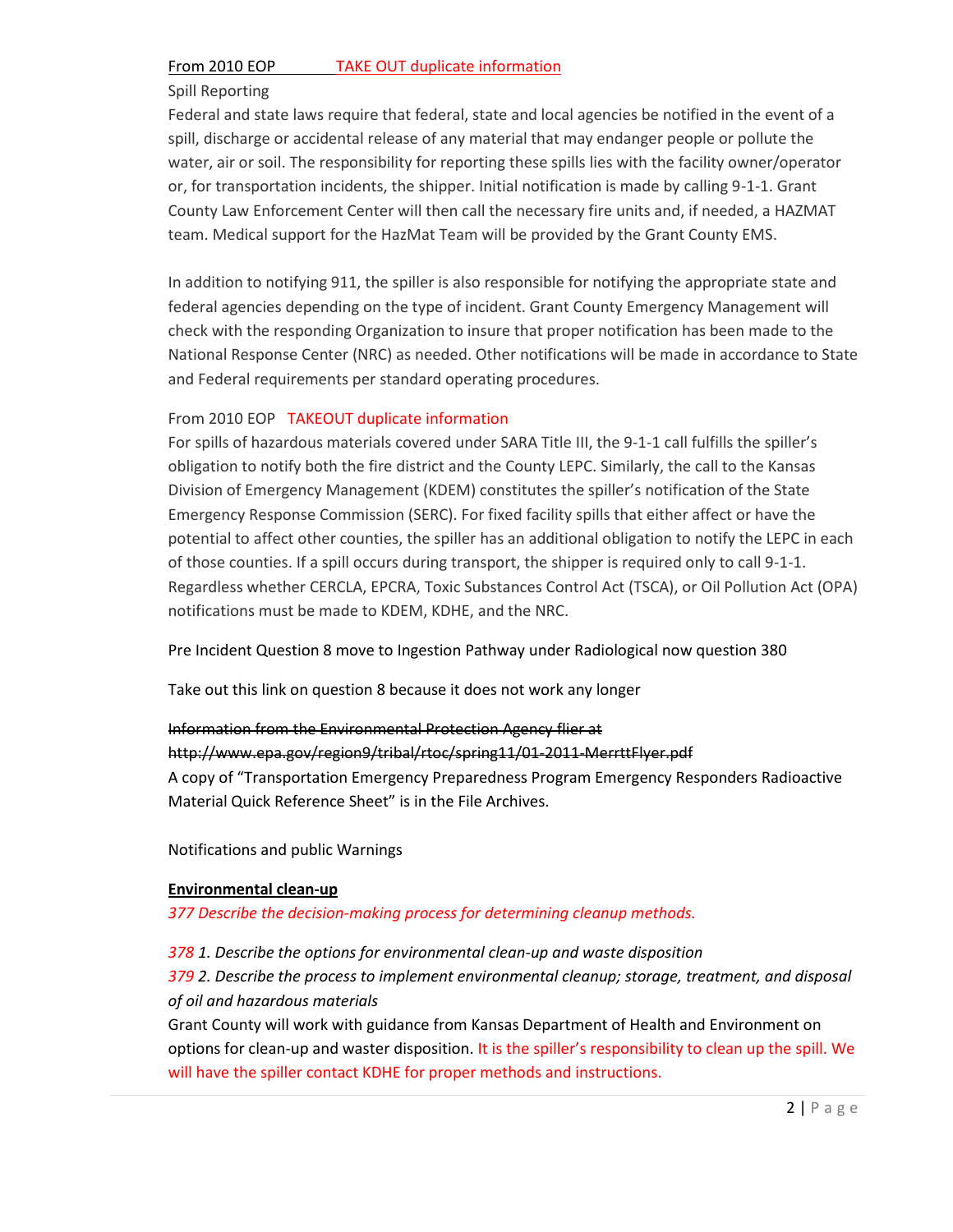From 2010 EOP TAKE OUT duplicate information

Spill Reporting

Federal and state laws require that federal, state and local agencies be notified in the event of a spill, discharge or accidental release of any material that may endanger people or pollute the water, air or soil. The responsibility for reporting these spills lies with the facility owner/operator or, for transportation incidents, the shipper. Initial notification is made by calling 9-1-1. Grant County Law Enforcement Center will then call the necessary fire units and, if needed, a HAZMAT team. Medical support for the HazMat Team will be provided by the Grant County EMS.

In addition to notifying 911, the spiller is also responsible for notifying the appropriate state and federal agencies depending on the type of incident. Grant County Emergency Management will check with the responding Organization to insure that proper notification has been made to the National Response Center (NRC) as needed. Other notifications will be made in accordance to State and Federal requirements per standard operating procedures.

From 2010 EOP TAKEOUT duplicate information

For spills of hazardous materials covered under SARA Title III, the 9-1-1 call fulfills the spiller's obligation to notify both the fire district and the County LEPC. Similarly, the call to the Kansas Division of Emergency Management (KDEM) constitutes the spiller's notification of the State Emergency Response Commission (SERC). For fixed facility spills that either affect or have the potential to affect other counties, the spiller has an additional obligation to notify the LEPC in each of those counties. If a spill occurs during transport, the shipper is required only to call 9-1-1. Regardless whether CERCLA, EPCRA, Toxic Substances Control Act (TSCA), or Oil Pollution Act (OPA) notifications must be made to KDEM, KDHE, and the NRC.

Pre Incident Question 8 move to Ingestion Pathway under Radiological now question 380

Take out this link on question 8 because it does not work any longer

~~Information from the Environmental Protection Agency flier at http://www.epa.gov/region9/tribal/rtoc/spring11/01-2011-MerrttFlyer.pdf~~

A copy of "Transportation Emergency Preparedness Program Emergency Responders Radioactive Material Quick Reference Sheet" is in the File Archives.

Notifications and public Warnings

**Environmental clean-up**

*377 Describe the decision-making process for determining cleanup methods.*

*378 1. Describe the options for environmental clean-up and waste disposition*

*379 2. Describe the process to implement environmental cleanup; storage, treatment, and disposal of oil and hazardous materials*

Grant County will work with guidance from Kansas Department of Health and Environment on options for clean-up and waster disposition. It is the spiller's responsibility to clean up the spill. We will have the spiller contact KDHE for proper methods and instructions.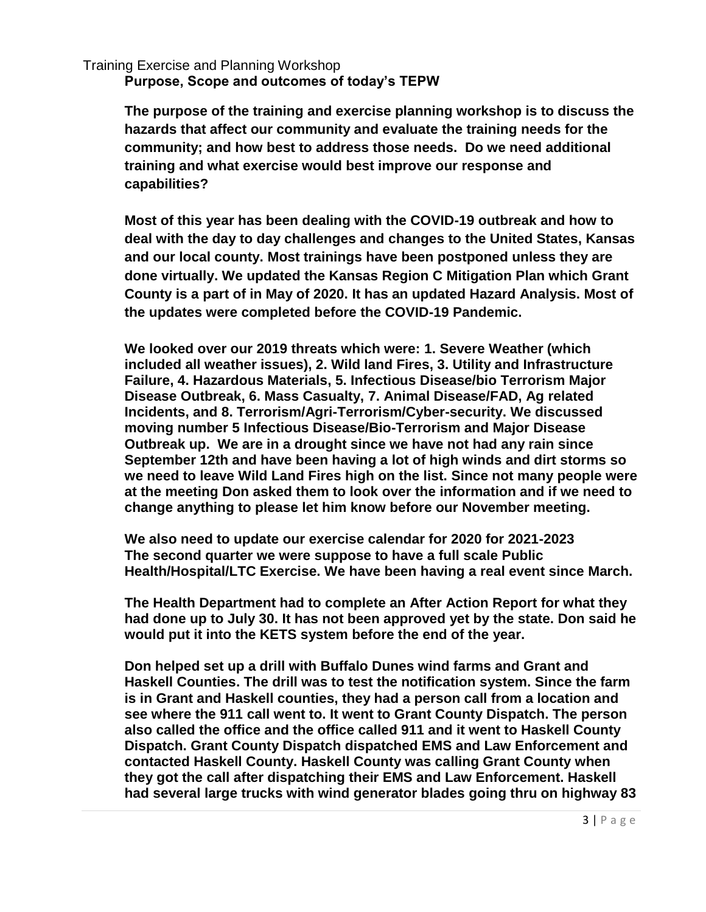Training Exercise and Planning Workshop

**Purpose, Scope and outcomes of today's TEPW**

**The purpose of the training and exercise planning workshop is to discuss the hazards that affect our community and evaluate the training needs for the community; and how best to address those needs. Do we need additional training and what exercise would best improve our response and capabilities?**

**Most of this year has been dealing with the COVID-19 outbreak and how to deal with the day to day challenges and changes to the United States, Kansas and our local county. Most trainings have been postponed unless they are done virtually. We updated the Kansas Region C Mitigation Plan which Grant County is a part of in May of 2020. It has an updated Hazard Analysis. Most of the updates were completed before the COVID-19 Pandemic.**

**We looked over our 2019 threats which were: 1. Severe Weather (which included all weather issues), 2. Wild land Fires, 3. Utility and Infrastructure Failure, 4. Hazardous Materials, 5. Infectious Disease/bio Terrorism Major Disease Outbreak, 6. Mass Casualty, 7. Animal Disease/FAD, Ag related Incidents, and 8. Terrorism/Agri-Terrorism/Cyber-security. We discussed moving number 5 Infectious Disease/Bio-Terrorism and Major Disease Outbreak up. We are in a drought since we have not had any rain since September 12th and have been having a lot of high winds and dirt storms so we need to leave Wild Land Fires high on the list. Since not many people were at the meeting Don asked them to look over the information and if we need to change anything to please let him know before our November meeting.**

**We also need to update our exercise calendar for 2020 for 2021-2023 The second quarter we were suppose to have a full scale Public Health/Hospital/LTC Exercise. We have been having a real event since March.**

**The Health Department had to complete an After Action Report for what they had done up to July 30. It has not been approved yet by the state. Don said he would put it into the KETS system before the end of the year.**

**Don helped set up a drill with Buffalo Dunes wind farms and Grant and Haskell Counties. The drill was to test the notification system. Since the farm is in Grant and Haskell counties, they had a person call from a location and see where the 911 call went to. It went to Grant County Dispatch. The person also called the office and the office called 911 and it went to Haskell County Dispatch. Grant County Dispatch dispatched EMS and Law Enforcement and contacted Haskell County. Haskell County was calling Grant County when they got the call after dispatching their EMS and Law Enforcement. Haskell had several large trucks with wind generator blades going thru on highway 83**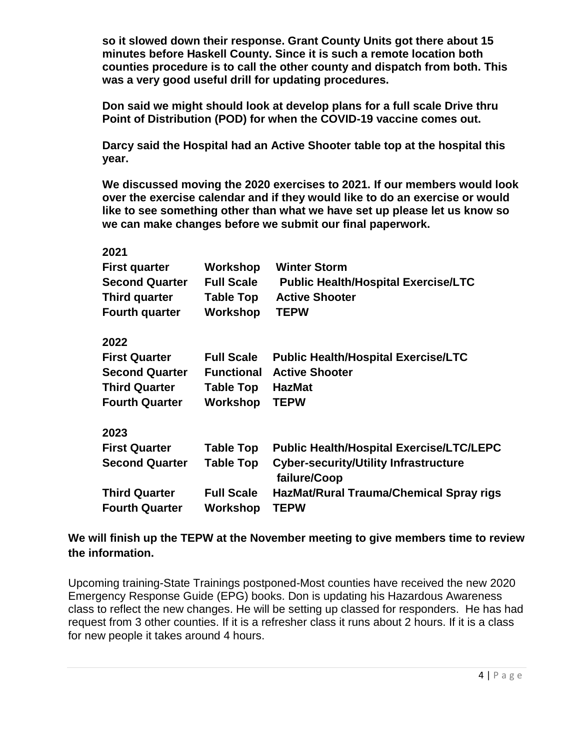**so it slowed down their response. Grant County Units got there about 15 minutes before Haskell County. Since it is such a remote location both counties procedure is to call the other county and dispatch from both. This was a very good useful drill for updating procedures.**

**Don said we might should look at develop plans for a full scale Drive thru Point of Distribution (POD) for when the COVID-19 vaccine comes out.**

**Darcy said the Hospital had an Active Shooter table top at the hospital this year.**

**We discussed moving the 2020 exercises to 2021. If our members would look over the exercise calendar and if they would like to do an exercise or would like to see something other than what we have set up please let us know so we can make changes before we submit our final paperwork.**

| **2021** | | |
|---|---|---|
| **First quarter** | **Workshop** | **Winter Storm** |
| **Second Quarter** | **Full Scale** | **Public Health/Hospital Exercise/LTC** |
| **Third quarter** | **Table Top** | **Active Shooter** |
| **Fourth quarter** | **Workshop** | **TEPW** |

| **2022** | | |
|---|---|---|
| **First Quarter** | **Full Scale** | **Public Health/Hospital Exercise/LTC** |
| **Second Quarter** | **Functional** | **Active Shooter** |
| **Third Quarter** | **Table Top** | **HazMat** |
| **Fourth Quarter** | **Workshop** | **TEPW** |

| **2023** | | |
|---|---|---|
| **First Quarter** | **Table Top** | **Public Health/Hospital Exercise/LTC/LEPC** |
| **Second Quarter** | **Table Top** | **Cyber-security/Utility Infrastructure failure/Coop** |
| **Third Quarter** | **Full Scale** | **HazMat/Rural Trauma/Chemical Spray rigs** |
| **Fourth Quarter** | **Workshop** | **TEPW** |

**We will finish up the TEPW at the November meeting to give members time to review the information.**

Upcoming training-State Trainings postponed-Most counties have received the new 2020 Emergency Response Guide (EPG) books. Don is updating his Hazardous Awareness class to reflect the new changes. He will be setting up classed for responders. He has had request from 3 other counties. If it is a refresher class it runs about 2 hours. If it is a class for new people it takes around 4 hours.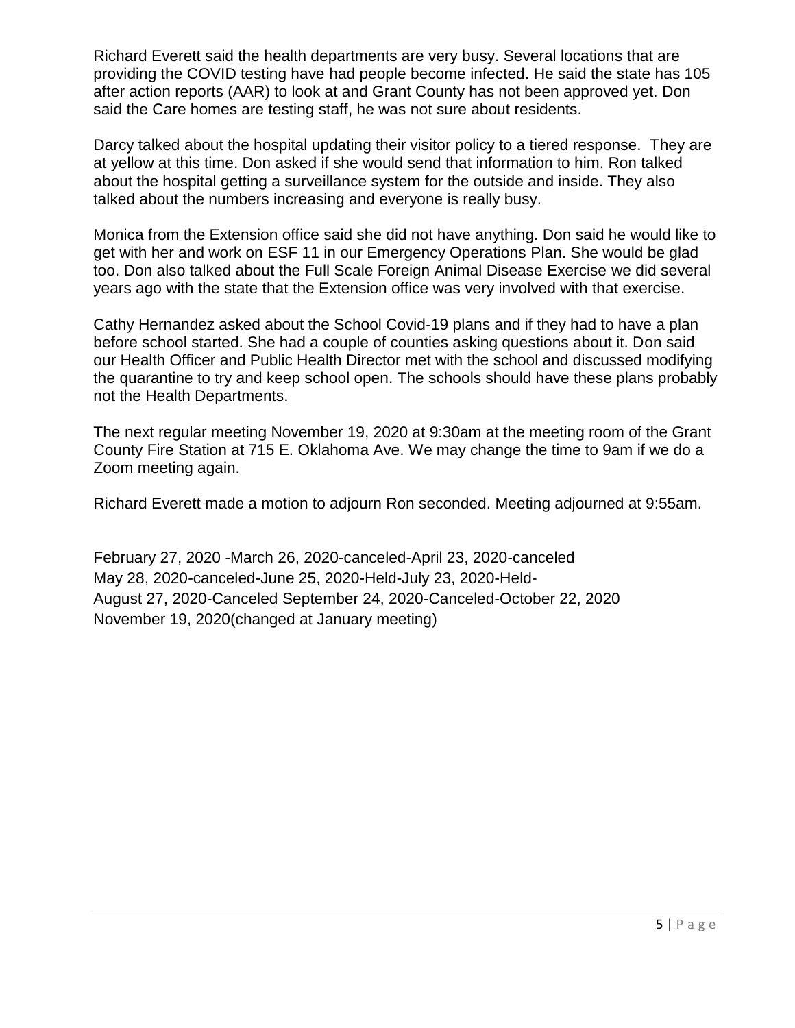Richard Everett said the health departments are very busy. Several locations that are providing the COVID testing have had people become infected. He said the state has 105 after action reports (AAR) to look at and Grant County has not been approved yet. Don said the Care homes are testing staff, he was not sure about residents.

Darcy talked about the hospital updating their visitor policy to a tiered response. They are at yellow at this time. Don asked if she would send that information to him. Ron talked about the hospital getting a surveillance system for the outside and inside. They also talked about the numbers increasing and everyone is really busy.

Monica from the Extension office said she did not have anything. Don said he would like to get with her and work on ESF 11 in our Emergency Operations Plan. She would be glad too. Don also talked about the Full Scale Foreign Animal Disease Exercise we did several years ago with the state that the Extension office was very involved with that exercise.

Cathy Hernandez asked about the School Covid-19 plans and if they had to have a plan before school started. She had a couple of counties asking questions about it. Don said our Health Officer and Public Health Director met with the school and discussed modifying the quarantine to try and keep school open. The schools should have these plans probably not the Health Departments.

The next regular meeting November 19, 2020 at 9:30am at the meeting room of the Grant County Fire Station at 715 E. Oklahoma Ave. We may change the time to 9am if we do a Zoom meeting again.

Richard Everett made a motion to adjourn Ron seconded. Meeting adjourned at 9:55am.

February 27, 2020 -March 26, 2020-canceled-April 23, 2020-canceled
May 28, 2020-canceled-June 25, 2020-Held-July 23, 2020-Held-
August 27, 2020-Canceled September 24, 2020-Canceled-October 22, 2020
November 19, 2020(changed at January meeting)